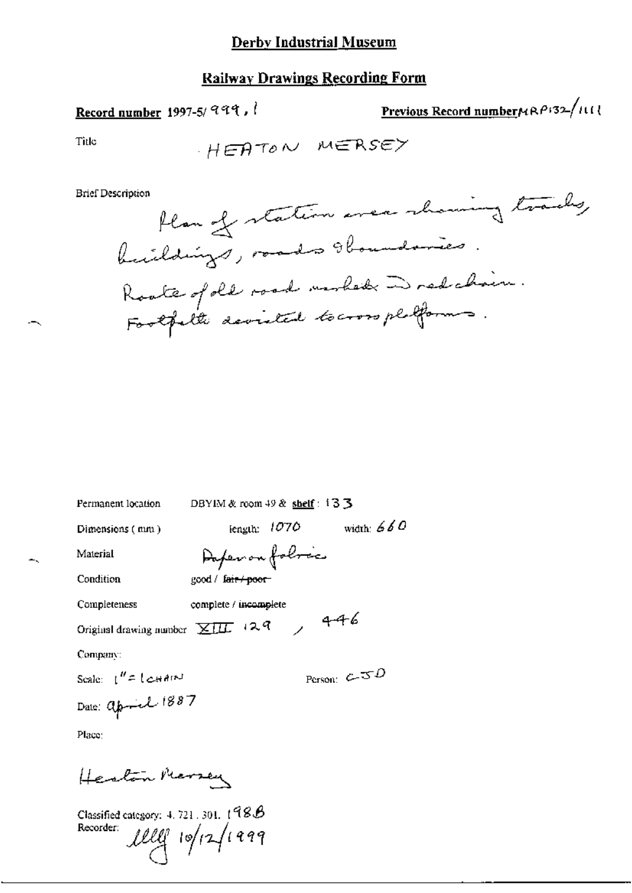# Derby Industrial Museum

## Railway Drawings Recording Form

**Record number** 1997-5/999.1

**Previous Record number** MRP132/1111

Title: HEATON MERSEY

Brief Description

Plan of station area showing tracks, buildings, roads & boundaries. Route of old road marked in red chain. Footpath deviated to cross platforms.

Permanent location: DBYIM & room 49 & **shelf**: 133

Dimensions (mm): length: 1070 width: 660

Material: Paper on fabric

Condition: good / ~~fair / poor~~

Completeness: complete / ~~incomplete~~

Original drawing number: XIII 129, 446

Company:

Scale: 1" = 1 CHAIN

Person: CSD

Date: April 1887

Place:

Heaton Mersey

Classified category: 4. 721. 301. 198B

Recorder: [signature] 10/12/1999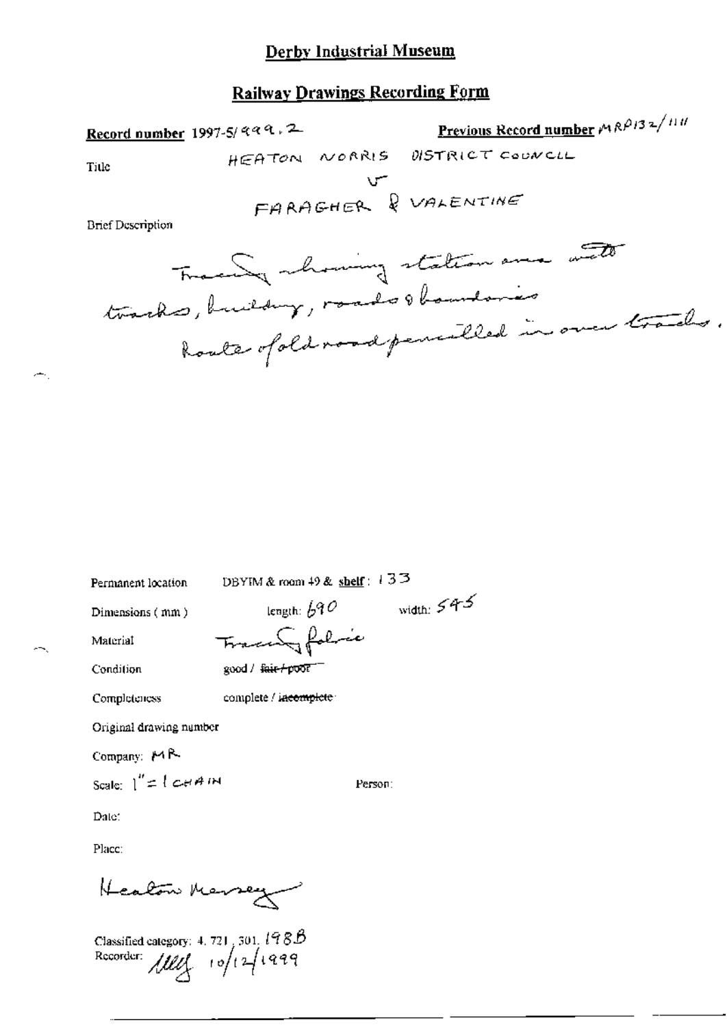# Derby Industrial Museum

## Railway Drawings Recording Form

**Record number** 1997-5/999.2

**Previous Record number** MRP132/1111

Title

HEATON NORRIS DISTRICT COUNCIL
v
FARAGHER & VALENTINE

Brief Description

Tracing showing station area with tracks, building, roads & boundaries. Route of old road pencilled in over tracks.

Permanent location: DBYIM & room 49 & **shelf**: 133

Dimensions (mm): length: 690 width: 545

Material: Tracing fabric

Condition: good / ~~fair / poor~~

Completeness: complete / ~~incomplete~~

Original drawing number

Company: MR

Scale: 1" = 1 CHAIN

Person:

Date:

Place:

Heaton Mersey

Classified category: 4.721.301.198B

Recorder: [illegible] 10/12/1999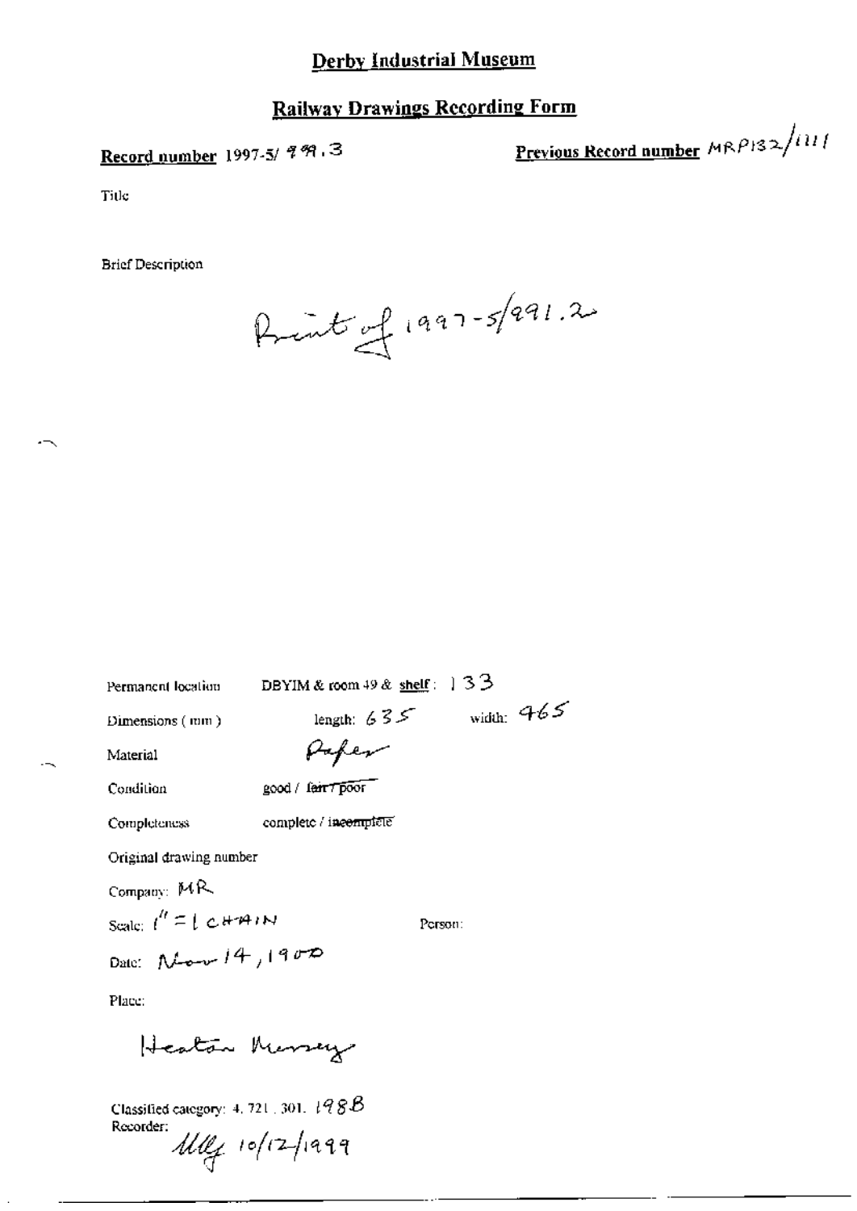# Derby Industrial Museum

## Railway Drawings Recording Form

**Record number** 1997-5/ 991.3

**Previous Record number** MRP132/1111

Title

Brief Description

Print of 1997-5/991.2

Permanent location DBYIM & room 49 & **shelf**: 133

Dimensions (mm) length: 635 width: 465

Material Paper

Condition good / ~~fair / poor~~

Completeness complete / ~~incomplete~~

Original drawing number

Company: MR

Scale: 1" = 1 CHAIN

Person:

Date: Nov 14, 1900

Place:

Heaton Mersey

Classified category: 4. 721. 301. 198B

Recorder:

Mlf 10/12/1999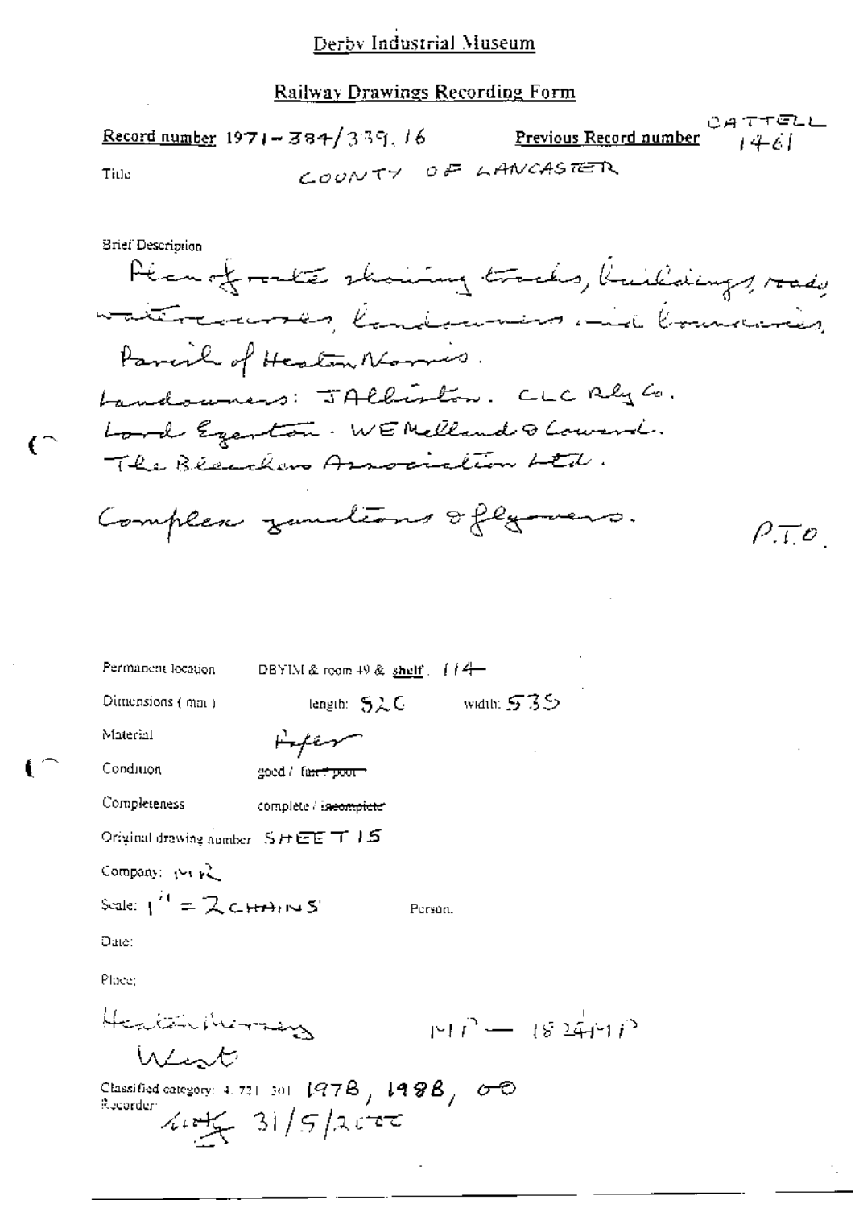# Derby Industrial Museum

## Railway Drawings Recording Form

**Record number** 1971-384/339.16 **Previous Record number** CATTELL 1461

Title COUNTY OF LANCASTER

Brief Description

Plan of route showing tracks, buildings, roads, watercourses, landowners and boundaries, Parish of Heaton Norris.

Landowners: J Allison. CLC Rly Co. Lord Egerton. W E Melland & Coward. The Bleachers Association Ltd.

Complex junctions & flyovers.

P.T.O.

Permanent location DBYIM & room 49 & shelf: 114

Dimensions (mm) length: 520 width: 535

Material Paper

Condition good / ~~fair / poor~~

Completeness complete / ~~incomplete~~

Original drawing number SHEET 15

Company: MR

Scale: 1" = 2 CHAINS Person.

Date:

Place:

Heaton Mersey West MP — 18 2½ MP

Classified category: 4. 721. 301 1978, 1988, 00

Recorder: [initials] 31/5/2000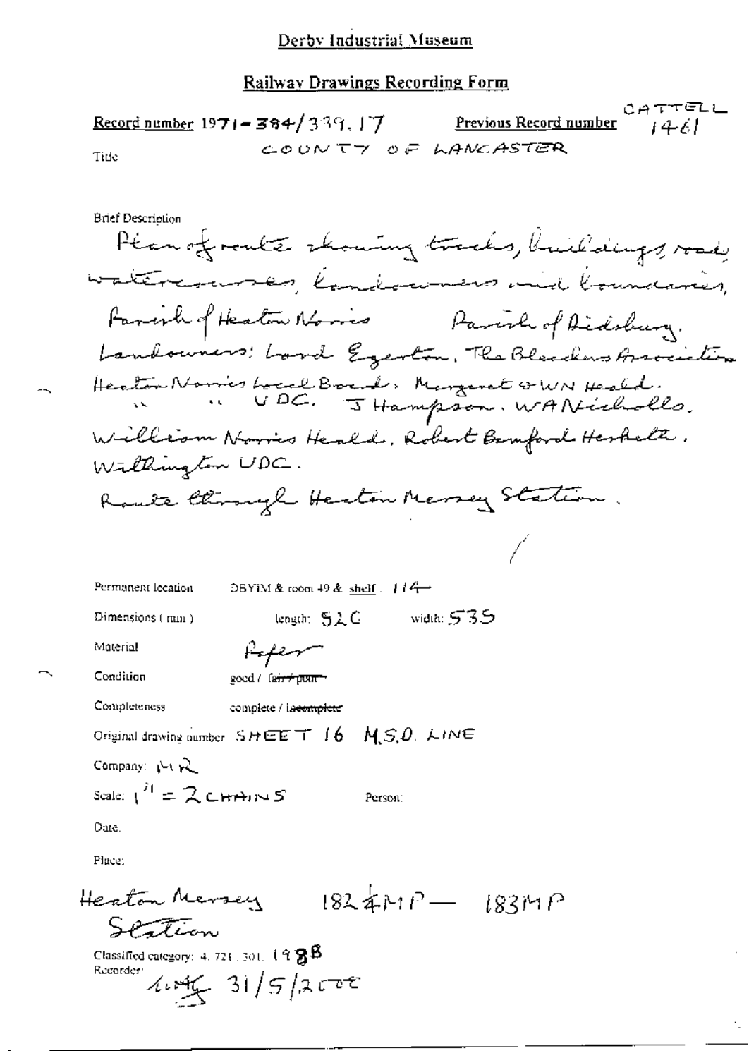# Derby Industrial Museum

## Railway Drawings Recording Form

**Record number** 1971-384/339.17  **Previous Record number** CATTELL 1461

Title COUNTY OF LANCASTER

Brief Description

Plan of route showing tracks, buildings, roads, watercourses, landowners and boundaries.
Parish of Heaton Norris   Parish of Didsbury.
Landowners: Lord Egerton. The Bleachers Association
Heaton Norris Local Board. Margaret & WN Heald.
" " UDC. J Hampson. WA Nicholls.
William Norris Heald. Robert Bamford Hesketh.
Withington UDC.
Route through Heaton Mersey Station.

Permanent location: DBYIM & room 49 & shelf. 114

Dimensions (mm): length: 526  width: 535

Material: Paper

Condition: good / ~~fair / poor~~

Completeness: complete / ~~incomplete~~

Original drawing number: SHEET 16 M.S.D. LINE

Company: MR

Scale: 1" = 2 CHAINS  Person:

Date:

Place:

Heaton Mersey Station  182¼MP — 183MP

Classified category: 4.721.301.198B

Recorder: 31/5/2000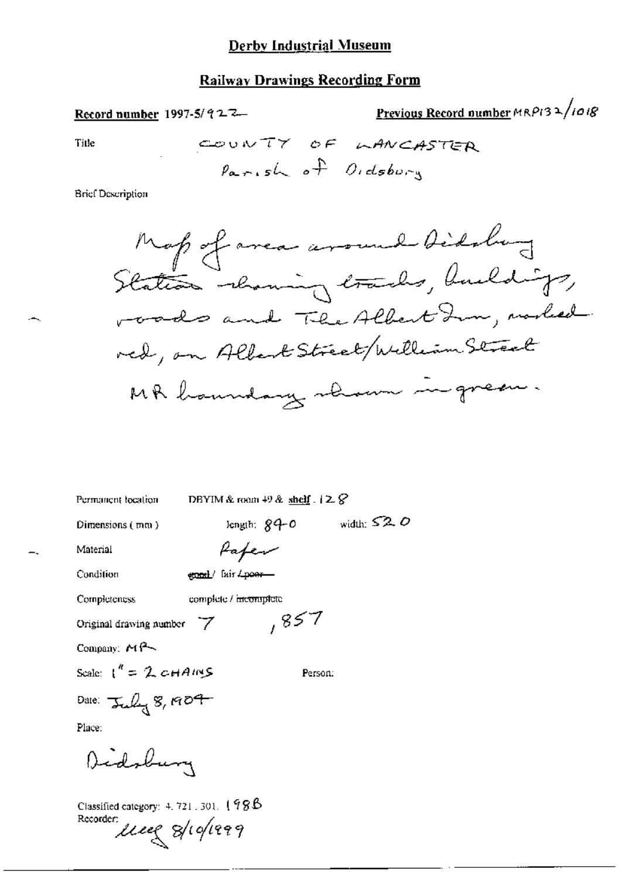**Derby Industrial Museum**

**Railway Drawings Recording Form**

**Record number** 1997-5/922

**Previous Record number** MRP132/1018

Title

COUNTY OF LANCASTER
Parish of Didsbury

Brief Description

Map of area around Didsbury Station showing tracks, buildings, roads and The Albert Inn, marked red, on Albert Street/William Street MR boundary shown in green.

Permanent location DBYIM & room 49 & **shelf**. 128

Dimensions (mm) length: 840 width: 520

Material Paper

Condition ~~good~~ / fair / ~~poor~~

Completeness complete / ~~incomplete~~

Original drawing number 7 ,857

Company: MR

Scale: 1" = 2 CHAINS

Person:

Date: July 8, 1904

Place:

Didsbury

Classified category: 4.721.301.198B

Recorder: uueg 8/10/1999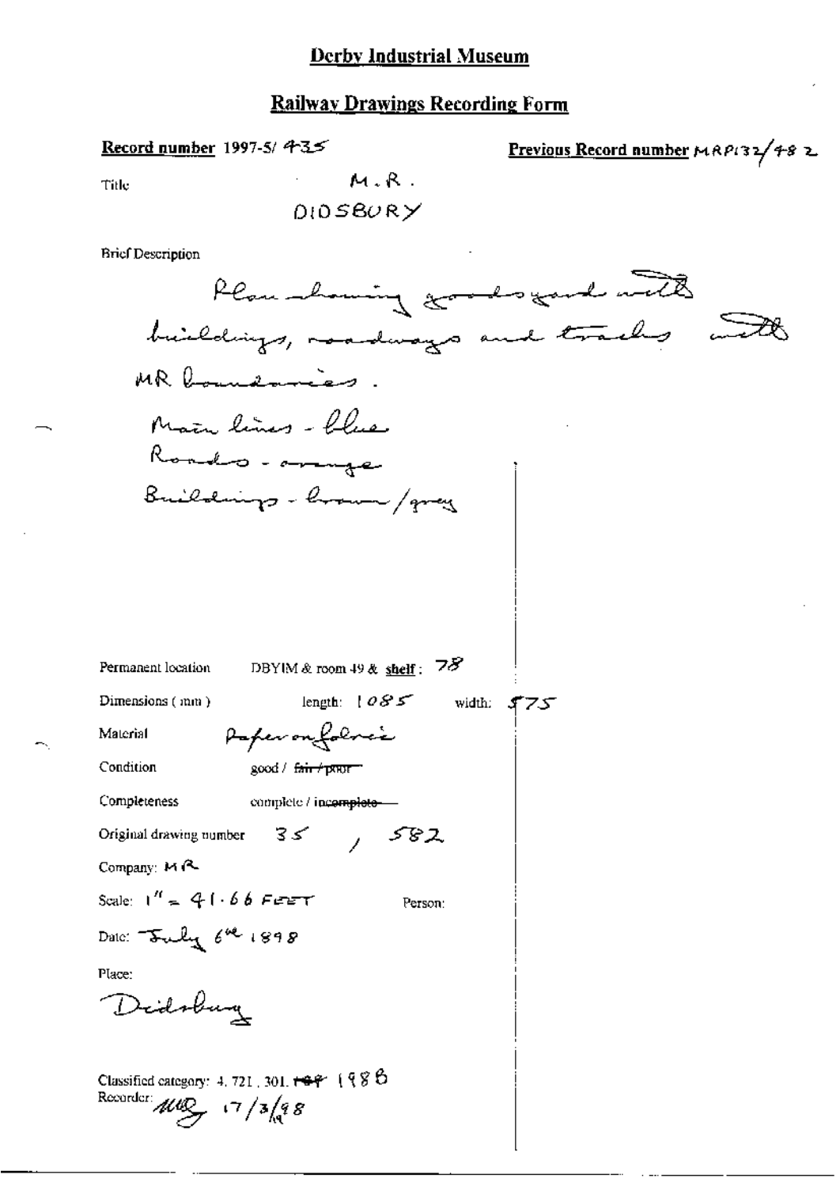# Derby Industrial Museum

## Railway Drawings Recording Form

**Record number** 1997-5/ 435

**Previous Record number** MRP132/482

Title M.R. DIDSBURY

Brief Description

Plan showing goods yard with buildings, roadways and tracks with MR boundaries.

Main lines - blue

Roads - orange

Buildings - brown/grey

Permanent location DBYIM & room 49 & **shelf**: 78

Dimensions (mm) length: 1085 width: 575

Material Paper on fabric

Condition good / ~~fair / poor~~

Completeness complete / ~~incomplete~~

Original drawing number 35 / 582

Company: MR

Scale: 1" = 41.66 FEET Person:

Date: July 6th 1898

Place:

Didsbury

Classified category: 4. 721. 301. ~~189~~ 1988

Recorder: MWB 17/3/98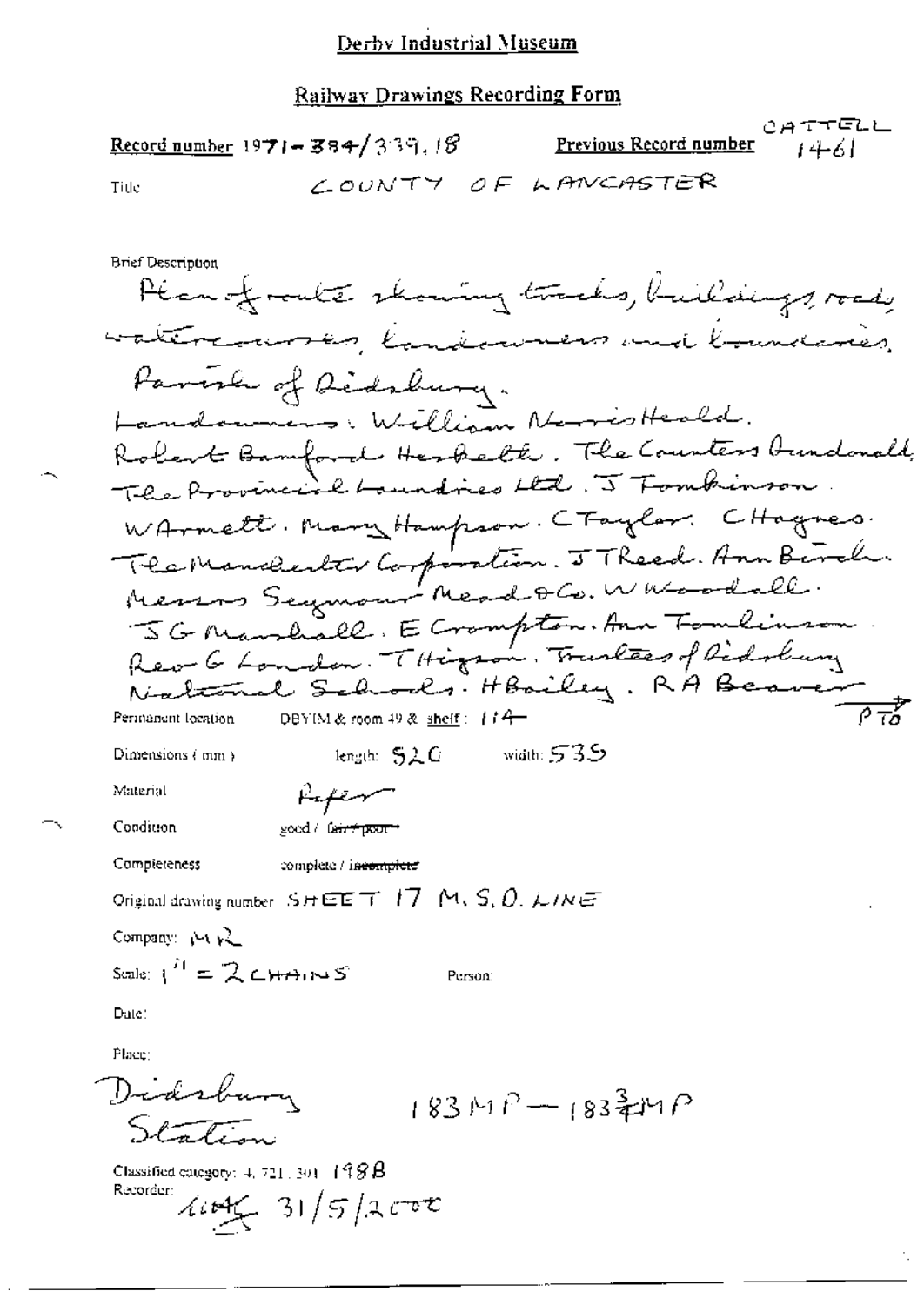# Derby Industrial Museum

## Railway Drawings Recording Form

**Record number** 1971-384/339.18 **Previous Record number** CATTELL 1461

Title COUNTY OF LANCASTER

Brief Description

Plan of route showing tracks, buildings, roads, watercourses, landowners and boundaries. Parish of Didsbury.
Landowners: William Norris Heald. Robert Bamford Hesketh. The Countess Dundonald. The Provincial Laundries Ltd. J Tomkinson. W Arnett. Mary Hampson. C Taylor. C Haynes. The Manchester Corporation. J T Reed. Ann Birch. Messrs Seymour Mead & Co. W Woodall. J G Marshall. E Crompton. Ann Tomlinson. Rev G London. T Higson. Trustees of Didsbury National Schools. H Bailey. R A Beaver
PTO

Permanent location DBYIM & room 49 & shelf: 114

Dimensions (mm) length: 520 width: 535

Material Paper

Condition good / ~~fair / poor~~

Completeness complete / ~~incomplete~~

Original drawing number SHEET 17 M.S.O. LINE

Company: MR

Scale: 1" = 2 CHAINS Person:

Date:

Place:

Didsbury Station 183 MP — 183¾ MP

Classified category: 4.721.301 198B

Recorder: [initials] 31/5/2002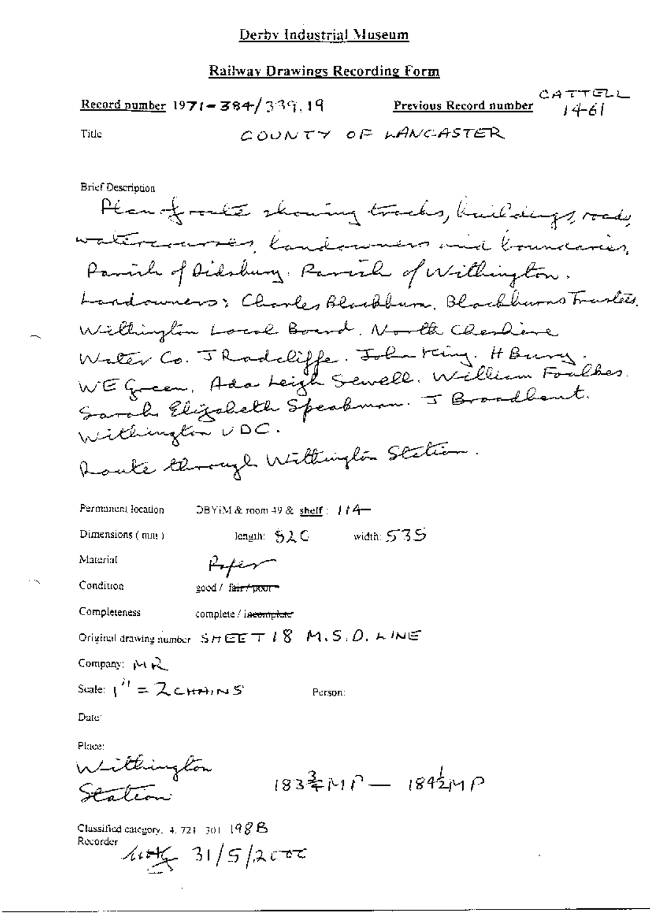Derby Industrial Museum

Railway Drawings Recording Form

Record number 1971-384/339.19

Previous Record number CATTELL 1461

Title COUNTY OF LANCASTER

Brief Description

Plan of route showing tracks, buildings, roads, watercourses, landowners and boundaries. Parish of Didsbury. Parish of Withington. Landowners: Charles Blackburn, Blackburns Trustees. Withington Local Board. North Cheshire Water Co. J Radcliffe. John King. H Bury. WE Green, Ada Leigh Sewell. William Foulkes. Sarah Elizabeth Speakman. J Broadbent. Withington UDC.

Route through Withington Station.

Permanent location DBYIM & room 49 & shelf: 114

Dimensions (mm) length: 520 width: 535

Material Paper

Condition good / ~~fair / poor~~

Completeness complete / ~~incomplete~~

Original drawing number SHEET 18 M.S.D. LINE

Company: MR

Scale: 1" = 2 CHAINS

Person:

Date:

Place:

Withington Station

183¾ MP — 184½ MP

Classified category: 4.721.301.198B

Recorder MHG 31/5/2000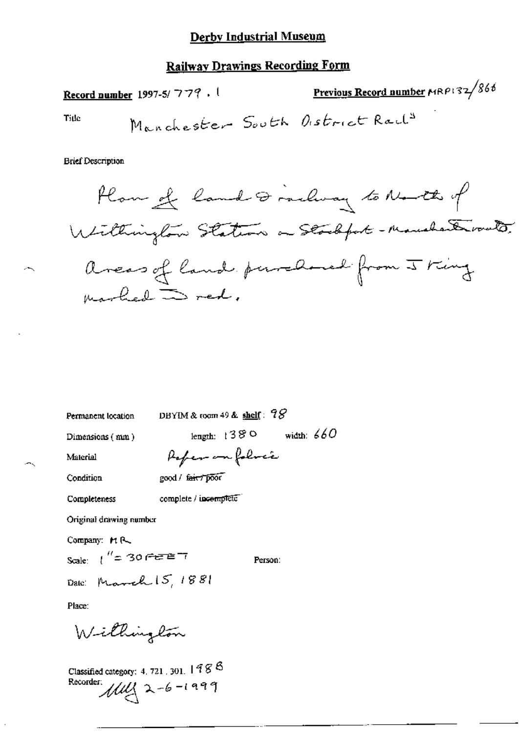# Derby Industrial Museum

## Railway Drawings Recording Form

**Record number** 1997-5/ 779 . 1 **Previous Record number** MRP132/866

Title Manchester South District Railʸ

Brief Description

Plan of land & railway to North of Withington Station on Stockport - Manchester route. Areas of land purchased from J King marked in red.

Permanent location DBYIM & room 49 & **shelf**: 98

Dimensions (mm) length: 1380 width: 660

Material Paper on fabric

Condition good / ~~fair / poor~~

Completeness complete / ~~incomplete~~

Original drawing number

Company: MR

Scale: 1" = 30 FEET Person:

Date: March 15, 1881

Place:

Withington

Classified category: 4. 721. 301. 1988

Recorder: MW 2-6-1999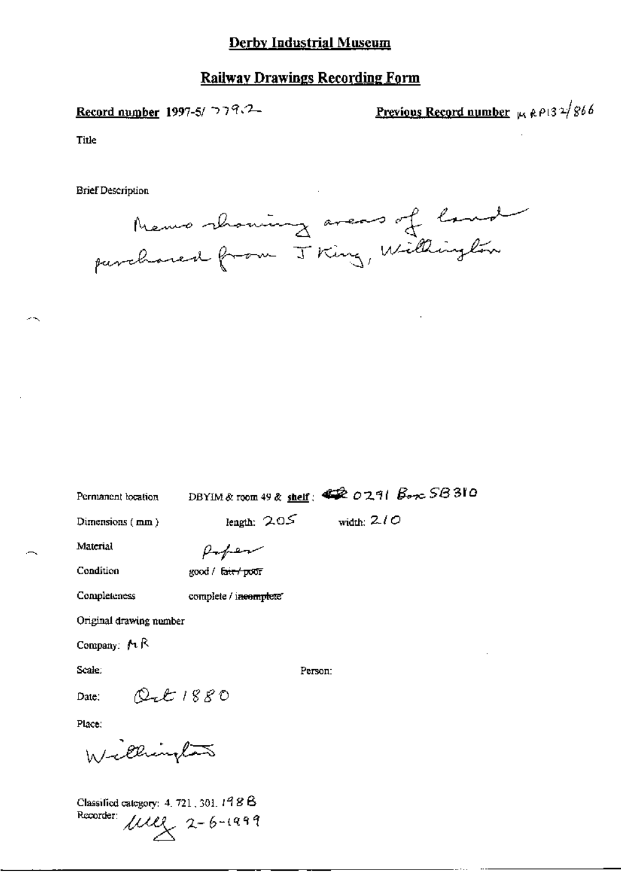# Derby Industrial Museum

## Railway Drawings Recording Form

**Record number** 1997-5/ 779.2

**Previous Record number** MRP132/866

Title

Brief Description

Memo showing areas of land purchased from J King, Willington

Permanent location DBYIM & room 49 & **shelf**: 0291 Box SB310

Dimensions ( mm ) length: 205 width: 210

Material Paper

Condition good / ~~fair / poor~~

Completeness complete / ~~incomplete~~

Original drawing number

Company: MR

Scale:

Person:

Date: Oct 1880

Place:

Willington

Classified category: 4. 721. 301. 198B

Recorder: (initials) 2-6-1999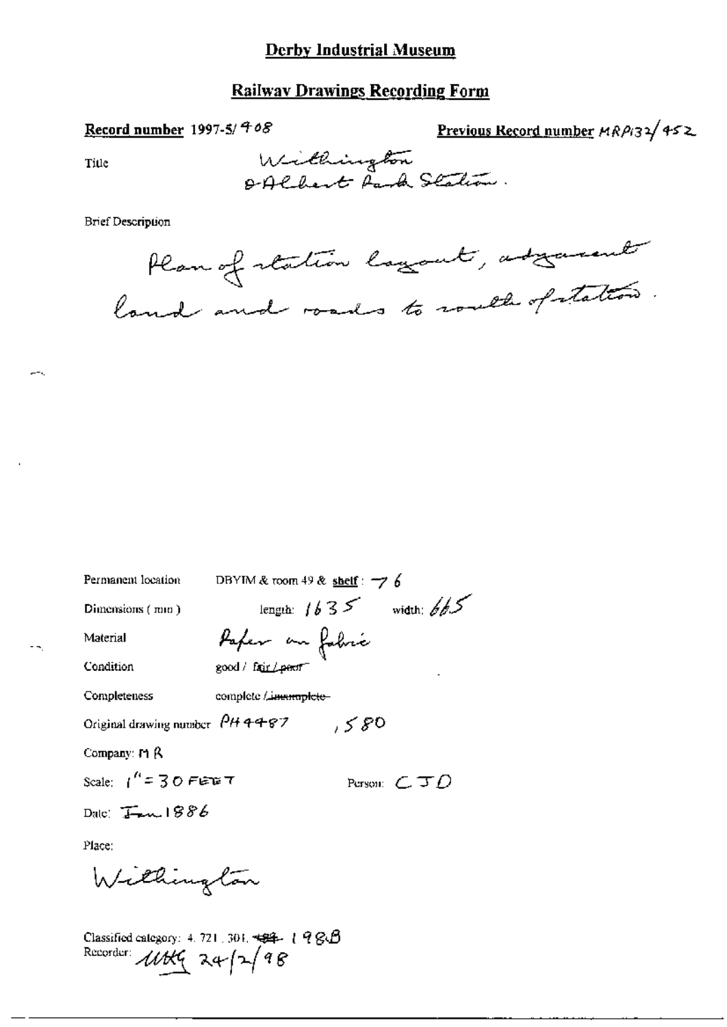# Derby Industrial Museum

## Railway Drawings Recording Form

**Record number** 1997-5/408

**Previous Record number** MRP132/452

Title: Withington & Albert Park Station.

Brief Description

Plan of station layout, adjacent land and roads to south of station.

Permanent location: DBYIM & room 49 & **shelf**: 76

Dimensions (mm): length: 1635 width: 665

Material: Paper on fabric

Condition: good / fair / ~~poor~~

Completeness: complete / ~~incomplete~~

Original drawing number: PH4487, 580

Company: MR

Scale: 1" = 30 FEET

Person: CJD

Date: Jan 1886

Place:

Withington

Classified category: 4.721.301. ~~184~~ 198B

Recorder: MHG 24/2/98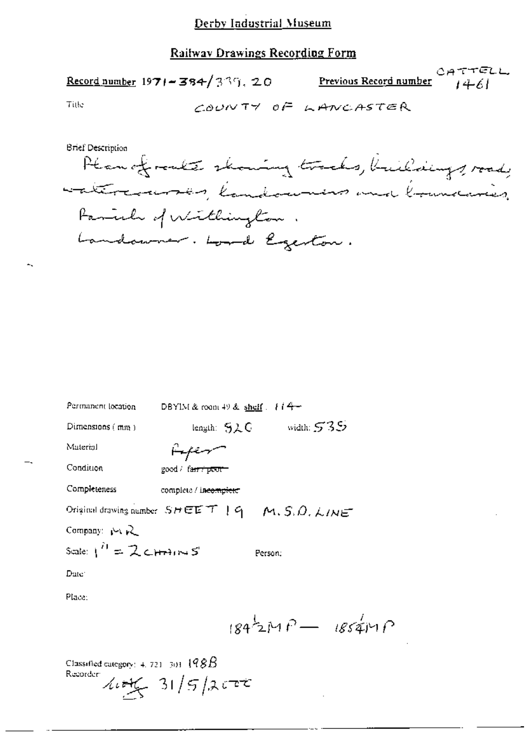Derby Industrial Museum

## Railway Drawings Recording Form

**Record number** 1971-384/339.20 **Previous Record number** CATTELL 1461

Title COUNTY OF LANCASTER

Brief Description

Plan of route showing tracks, buildings, roads, watercourses, landowners and boundaries, Parish of Withington.
Landowner. Lord Egerton.

Permanent location DBYIM & room 49 & shelf. 114

Dimensions (mm) length: 520 width: 535

Material Paper

Condition good / ~~fair / poor~~

Completeness complete / ~~incomplete~~

Original drawing number SHEET 19 M.S.D. LINE

Company: MR

Scale: 1" = 2 CHAINS

Person:

Date:

Place:

184½MP — 185¼MP

Classified category: 4. 721. 301. 198B

Recorder: [signature] 31/5/2002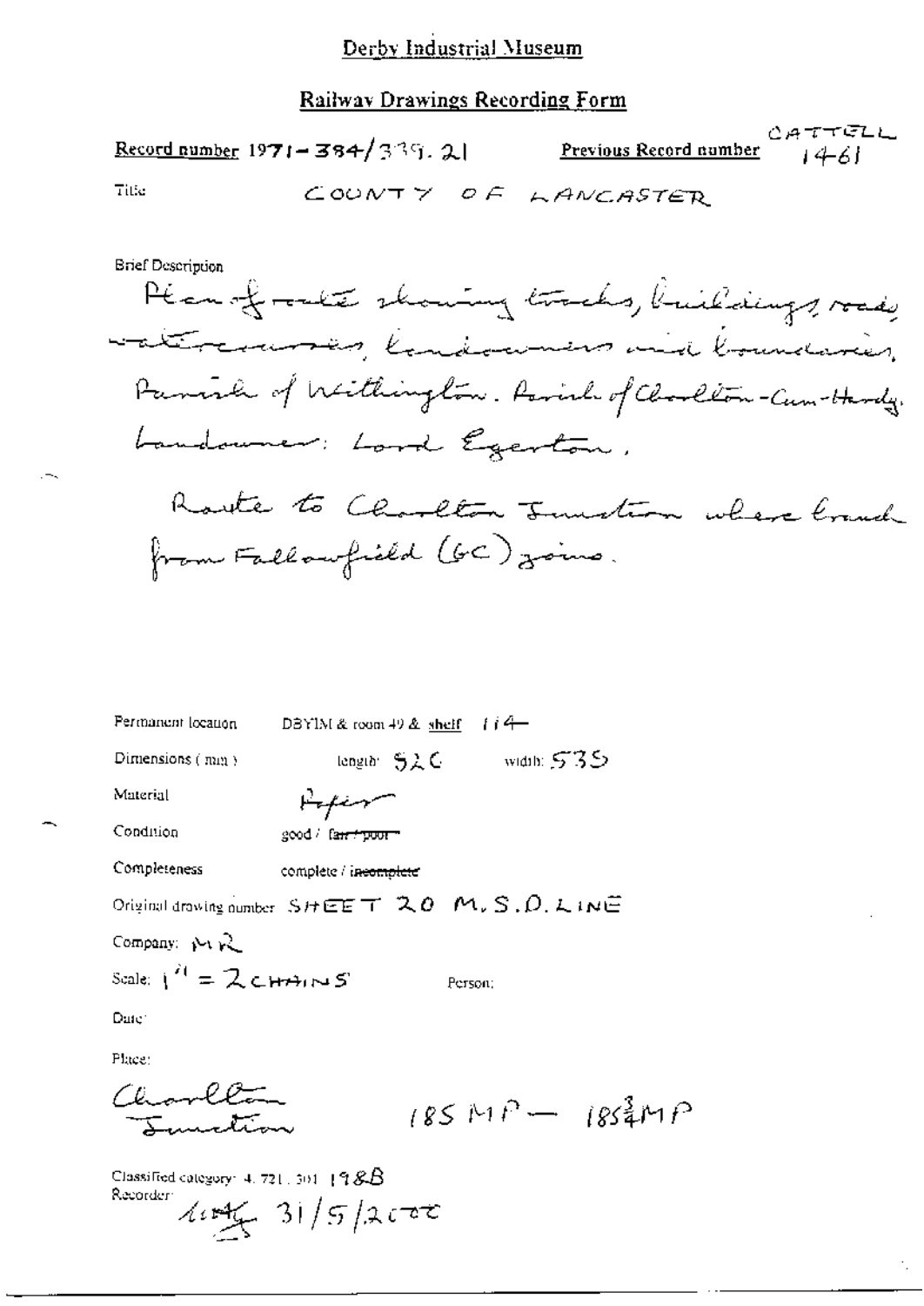# Derby Industrial Museum

## Railway Drawings Recording Form

**Record number** 1971-384/339.21 **Previous Record number** CATTELL 1461

Title COUNTY OF LANCASTER

Brief Description

Plan of route showing tracks, buildings, roads, watercourses, landowners and boundaries. Parish of Withington. Parish of Chorlton-Cum-Hardy. Landowner: Lord Egerton.

Route to Chorlton Junction where branch from Fallowfield (GC) joins.

Permanent location DBYIM & room 49 & shelf 114

Dimensions (mm) length: 526 width: 535

Material Paper

Condition good / ~~fair / poor~~

Completeness complete / ~~incomplete~~

Original drawing number SHEET 20 M.S.D. LINE

Company: MR

Scale: 1" = 2 CHAINS Person:

Date:

Place:

Chorlton Junction 185 MP — 185¾ MP

Classified category: 4.721.301 198B

Recorder: [initials] 31/5/2000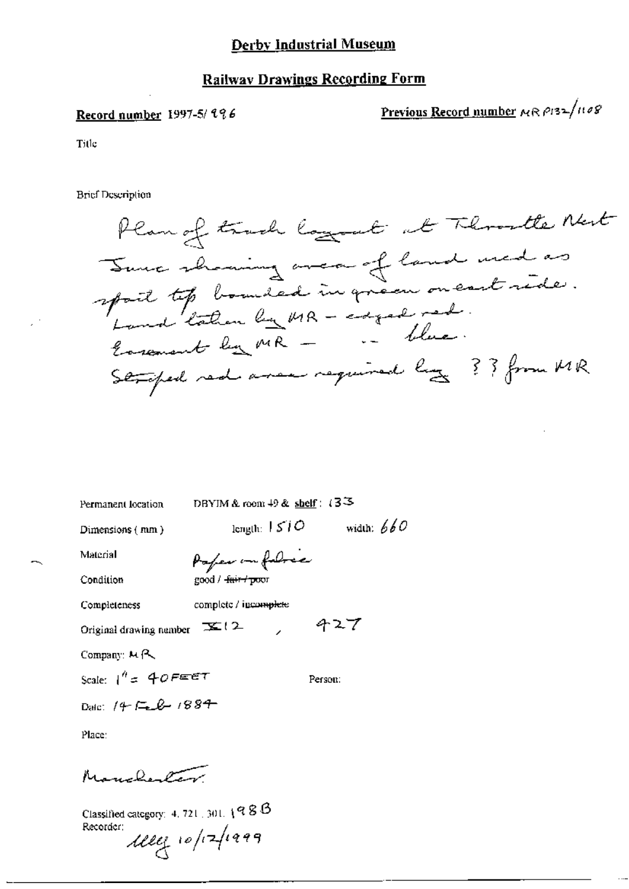# Derby Industrial Museum

## Railway Drawings Recording Form

**Record number** 1997-5/996

**Previous Record number** MR P132/1108

Title

Brief Description

Plan of track layout at Throstle Nest Junc showing area of land used as spoil tip bounded in green on east side. Land taken by MR - edged red. Easement by MR - " blue. Striped red area required by ?? from MR

Permanent location DBYIM & room 49 & shelf: 133

Dimensions (mm) length: 1510 width: 660

Material Paper on fabric

Condition good / ~~fair / poor~~

Completeness complete / ~~incomplete~~

Original drawing number X12 , 427

Company: MR

Scale: 1" = 40 FEET

Person:

Date: 14 Feb 1884

Place:

Manchester

Classified category: 4. 721. 301. 198B

Recorder: lley 10/12/1999